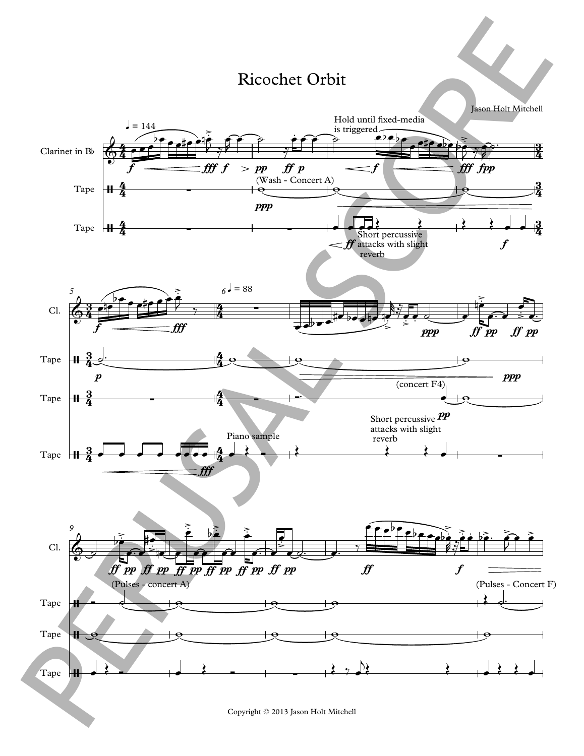# Ricochet Orbit

Jason Holt Mitchell

Copyright © 2013 Jason Holt Mitchell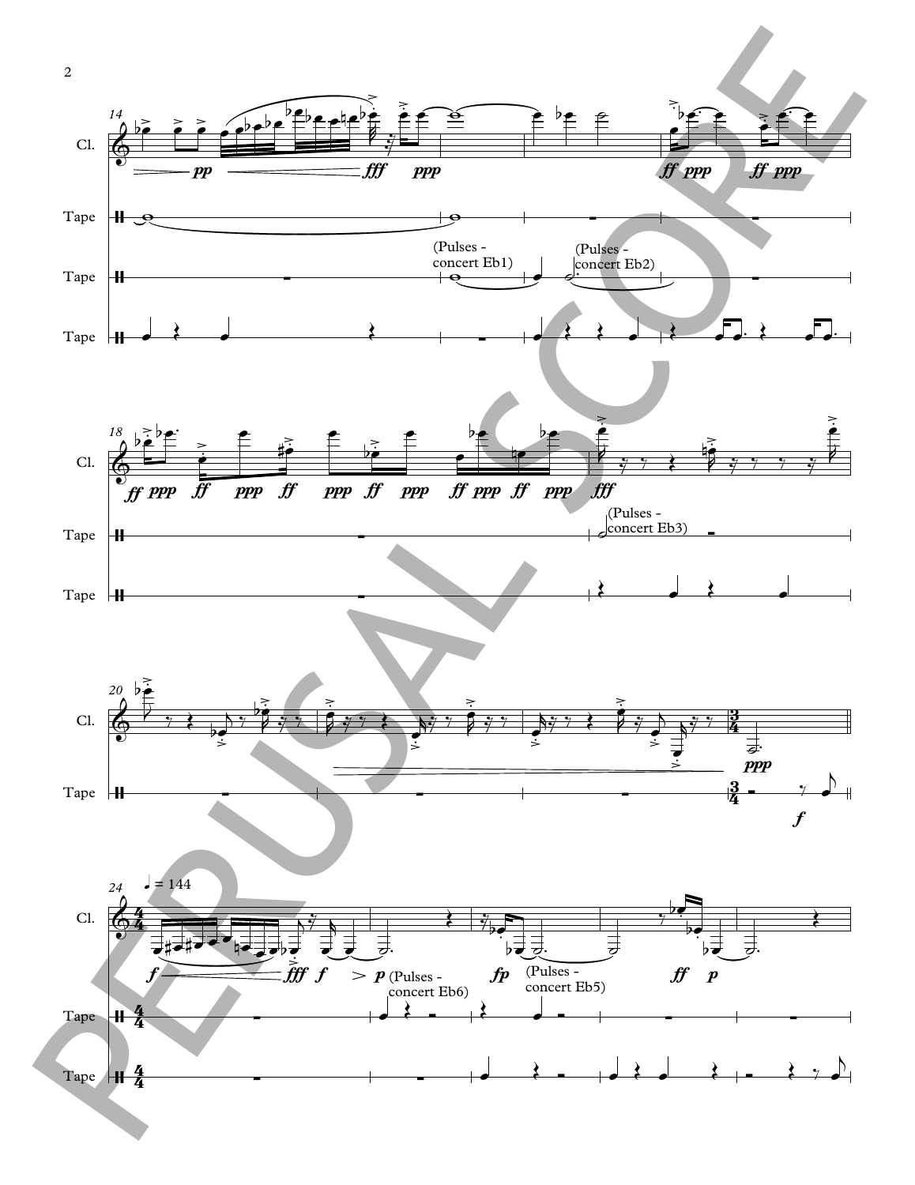14

Cl.

Tape

(Pulses - concert Eb1)

(Pulses - concert Eb2)

Tape

Tape

18

Cl.

(Pulses - concert Eb3)

Tape

Tape

20

Cl.

Tape

24

♩ = 144

Cl.

(Pulses - concert Eb6)

(Pulses - concert Eb5)

Tape

Tape

PERUSAL SCORE